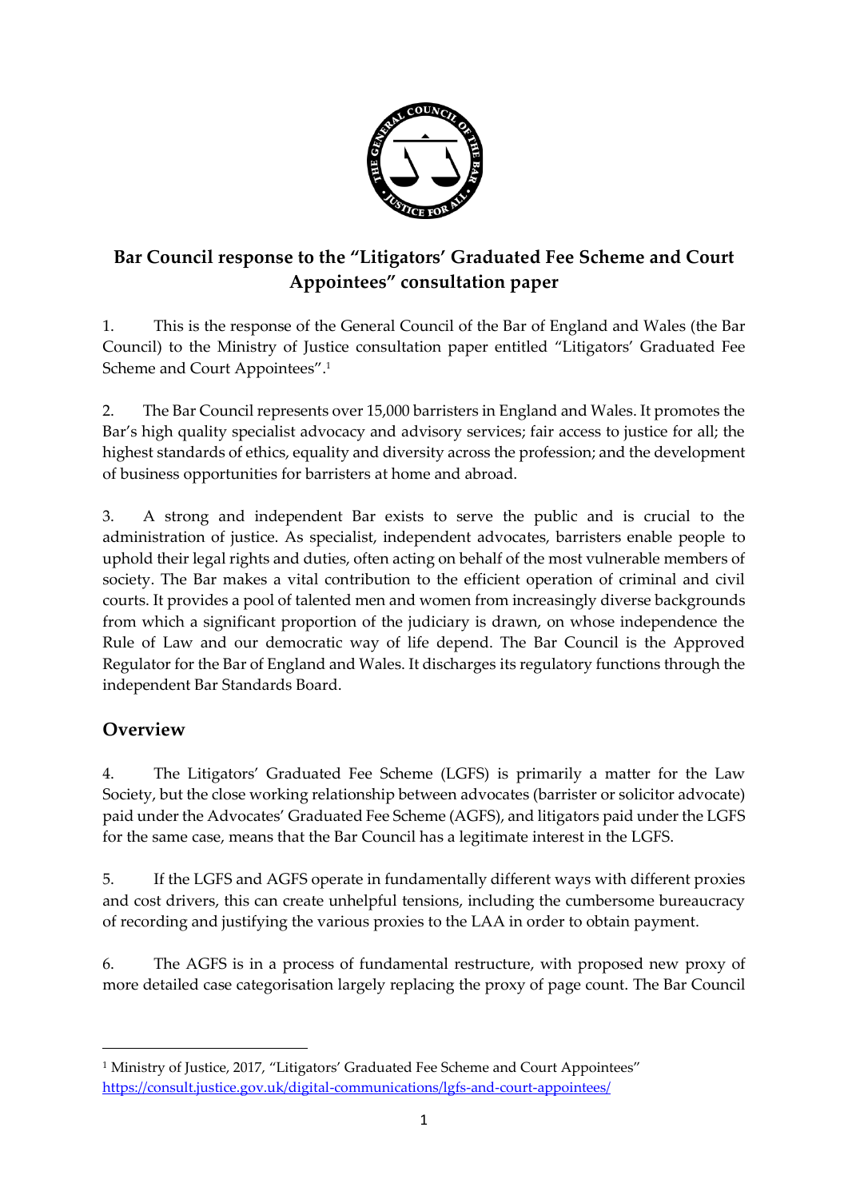# Bar Council response to the "Litigators' Graduated Fee Scheme and Court Appointees" consultation paper

1. This is the response of the General Council of the Bar of England and Wales (the Bar Council) to the Ministry of Justice consultation paper entitled "Litigators' Graduated Fee Scheme and Court Appointees".[1]

2. The Bar Council represents over 15,000 barristers in England and Wales. It promotes the Bar's high quality specialist advocacy and advisory services; fair access to justice for all; the highest standards of ethics, equality and diversity across the profession; and the development of business opportunities for barristers at home and abroad.

3. A strong and independent Bar exists to serve the public and is crucial to the administration of justice. As specialist, independent advocates, barristers enable people to uphold their legal rights and duties, often acting on behalf of the most vulnerable members of society. The Bar makes a vital contribution to the efficient operation of criminal and civil courts. It provides a pool of talented men and women from increasingly diverse backgrounds from which a significant proportion of the judiciary is drawn, on whose independence the Rule of Law and our democratic way of life depend. The Bar Council is the Approved Regulator for the Bar of England and Wales. It discharges its regulatory functions through the independent Bar Standards Board.

## Overview

4. The Litigators' Graduated Fee Scheme (LGFS) is primarily a matter for the Law Society, but the close working relationship between advocates (barrister or solicitor advocate) paid under the Advocates' Graduated Fee Scheme (AGFS), and litigators paid under the LGFS for the same case, means that the Bar Council has a legitimate interest in the LGFS.

5. If the LGFS and AGFS operate in fundamentally different ways with different proxies and cost drivers, this can create unhelpful tensions, including the cumbersome bureaucracy of recording and justifying the various proxies to the LAA in order to obtain payment.

6. The AGFS is in a process of fundamental restructure, with proposed new proxy of more detailed case categorisation largely replacing the proxy of page count. The Bar Council

---

[1] Ministry of Justice, 2017, "Litigators' Graduated Fee Scheme and Court Appointees" https://consult.justice.gov.uk/digital-communications/lgfs-and-court-appointees/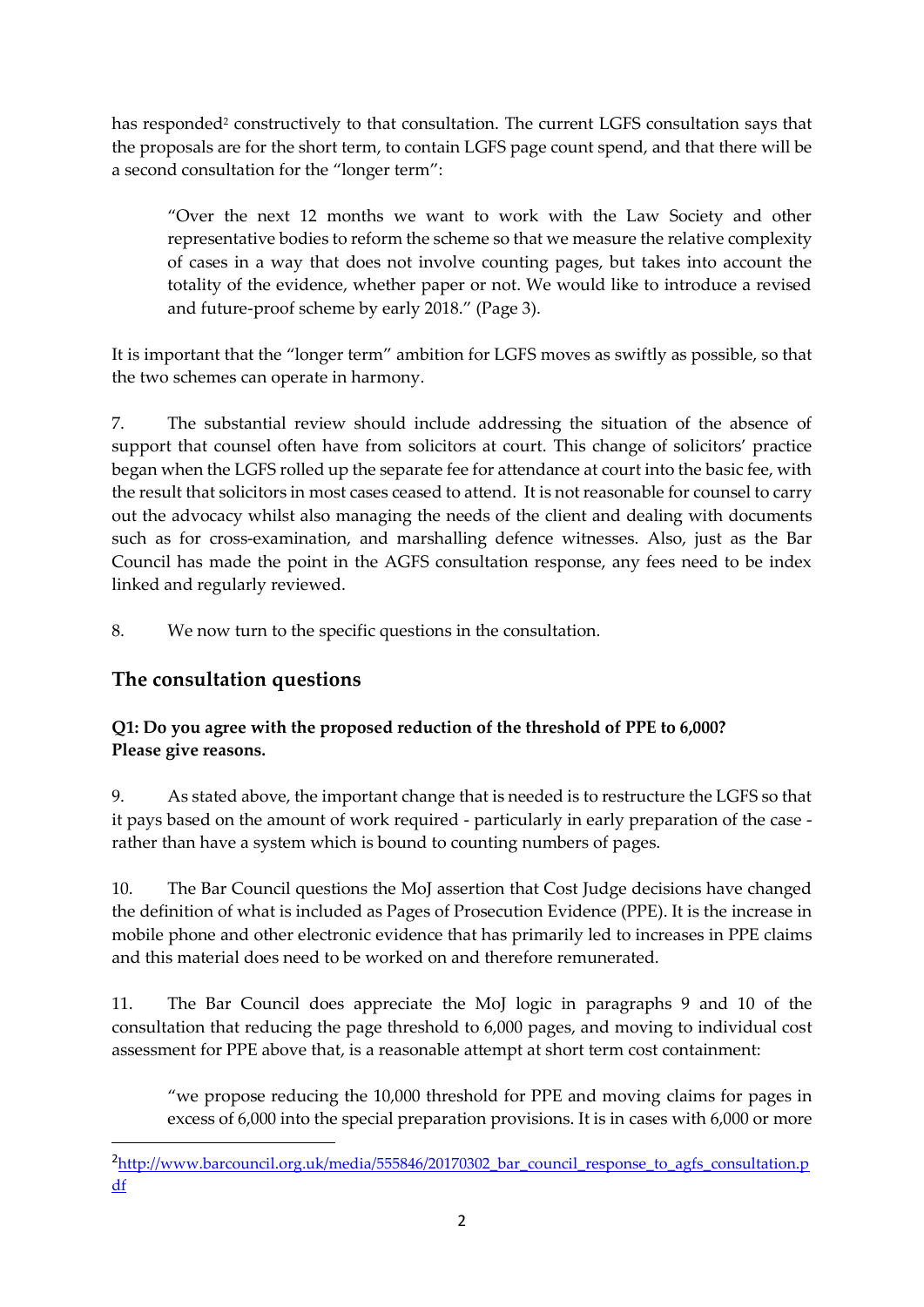has responded[2] constructively to that consultation. The current LGFS consultation says that the proposals are for the short term, to contain LGFS page count spend, and that there will be a second consultation for the "longer term":

> "Over the next 12 months we want to work with the Law Society and other representative bodies to reform the scheme so that we measure the relative complexity of cases in a way that does not involve counting pages, but takes into account the totality of the evidence, whether paper or not. We would like to introduce a revised and future-proof scheme by early 2018." (Page 3).

It is important that the "longer term" ambition for LGFS moves as swiftly as possible, so that the two schemes can operate in harmony.

7. The substantial review should include addressing the situation of the absence of support that counsel often have from solicitors at court. This change of solicitors' practice began when the LGFS rolled up the separate fee for attendance at court into the basic fee, with the result that solicitors in most cases ceased to attend. It is not reasonable for counsel to carry out the advocacy whilst also managing the needs of the client and dealing with documents such as for cross-examination, and marshalling defence witnesses. Also, just as the Bar Council has made the point in the AGFS consultation response, any fees need to be index linked and regularly reviewed.

8. We now turn to the specific questions in the consultation.

## The consultation questions

**Q1: Do you agree with the proposed reduction of the threshold of PPE to 6,000? Please give reasons.**

9. As stated above, the important change that is needed is to restructure the LGFS so that it pays based on the amount of work required - particularly in early preparation of the case - rather than have a system which is bound to counting numbers of pages.

10. The Bar Council questions the MoJ assertion that Cost Judge decisions have changed the definition of what is included as Pages of Prosecution Evidence (PPE). It is the increase in mobile phone and other electronic evidence that has primarily led to increases in PPE claims and this material does need to be worked on and therefore remunerated.

11. The Bar Council does appreciate the MoJ logic in paragraphs 9 and 10 of the consultation that reducing the page threshold to 6,000 pages, and moving to individual cost assessment for PPE above that, is a reasonable attempt at short term cost containment:

> "we propose reducing the 10,000 threshold for PPE and moving claims for pages in excess of 6,000 into the special preparation provisions. It is in cases with 6,000 or more

---

[2] http://www.barcouncil.org.uk/media/555846/20170302_bar_council_response_to_agfs_consultation.pdf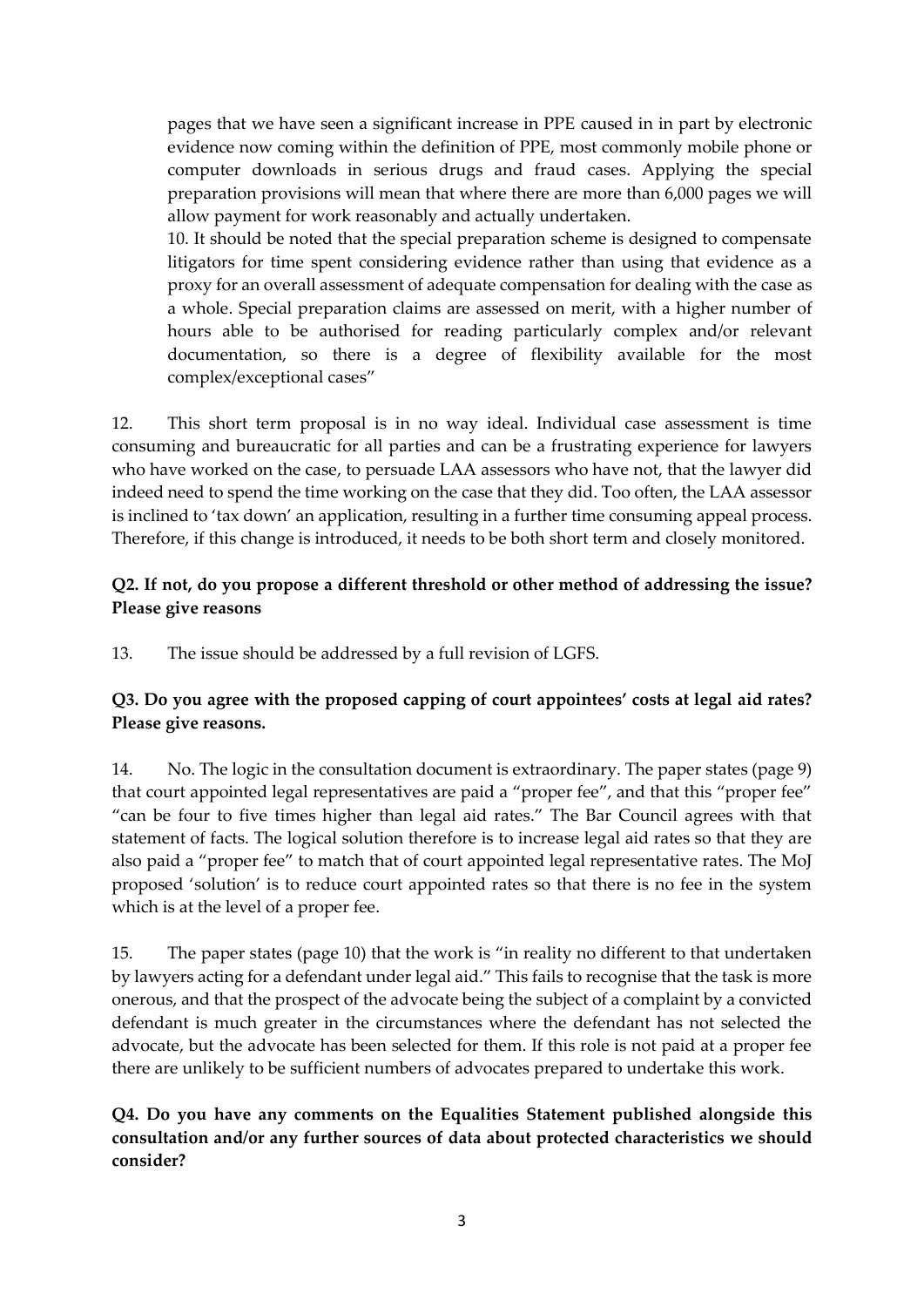pages that we have seen a significant increase in PPE caused in in part by electronic evidence now coming within the definition of PPE, most commonly mobile phone or computer downloads in serious drugs and fraud cases. Applying the special preparation provisions will mean that where there are more than 6,000 pages we will allow payment for work reasonably and actually undertaken.

> 10. It should be noted that the special preparation scheme is designed to compensate litigators for time spent considering evidence rather than using that evidence as a proxy for an overall assessment of adequate compensation for dealing with the case as a whole. Special preparation claims are assessed on merit, with a higher number of hours able to be authorised for reading particularly complex and/or relevant documentation, so there is a degree of flexibility available for the most complex/exceptional cases"

12. This short term proposal is in no way ideal. Individual case assessment is time consuming and bureaucratic for all parties and can be a frustrating experience for lawyers who have worked on the case, to persuade LAA assessors who have not, that the lawyer did indeed need to spend the time working on the case that they did. Too often, the LAA assessor is inclined to 'tax down' an application, resulting in a further time consuming appeal process. Therefore, if this change is introduced, it needs to be both short term and closely monitored.

**Q2. If not, do you propose a different threshold or other method of addressing the issue? Please give reasons**

13. The issue should be addressed by a full revision of LGFS.

**Q3. Do you agree with the proposed capping of court appointees' costs at legal aid rates? Please give reasons.**

14. No. The logic in the consultation document is extraordinary. The paper states (page 9) that court appointed legal representatives are paid a "proper fee", and that this "proper fee" "can be four to five times higher than legal aid rates." The Bar Council agrees with that statement of facts. The logical solution therefore is to increase legal aid rates so that they are also paid a "proper fee" to match that of court appointed legal representative rates. The MoJ proposed 'solution' is to reduce court appointed rates so that there is no fee in the system which is at the level of a proper fee.

15. The paper states (page 10) that the work is "in reality no different to that undertaken by lawyers acting for a defendant under legal aid." This fails to recognise that the task is more onerous, and that the prospect of the advocate being the subject of a complaint by a convicted defendant is much greater in the circumstances where the defendant has not selected the advocate, but the advocate has been selected for them. If this role is not paid at a proper fee there are unlikely to be sufficient numbers of advocates prepared to undertake this work.

**Q4. Do you have any comments on the Equalities Statement published alongside this consultation and/or any further sources of data about protected characteristics we should consider?**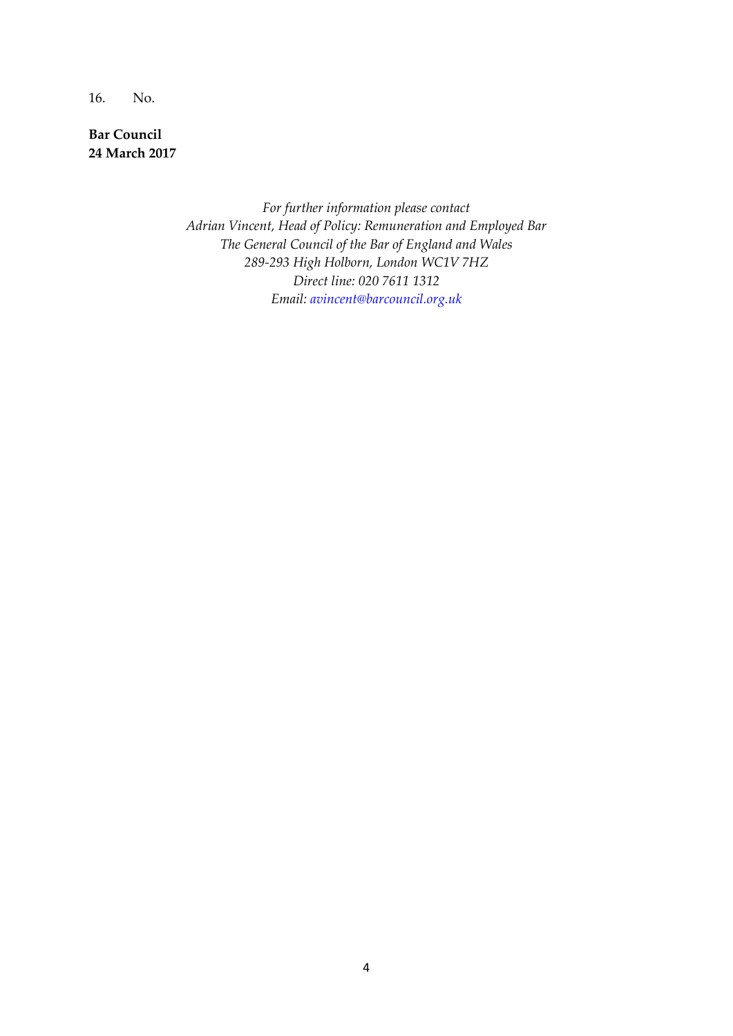16. No.

**Bar Council**
**24 March 2017**

*For further information please contact*
*Adrian Vincent, Head of Policy: Remuneration and Employed Bar*
*The General Council of the Bar of England and Wales*
*289-293 High Holborn, London WC1V 7HZ*
*Direct line: 020 7611 1312*
*Email: avincent@barcouncil.org.uk*